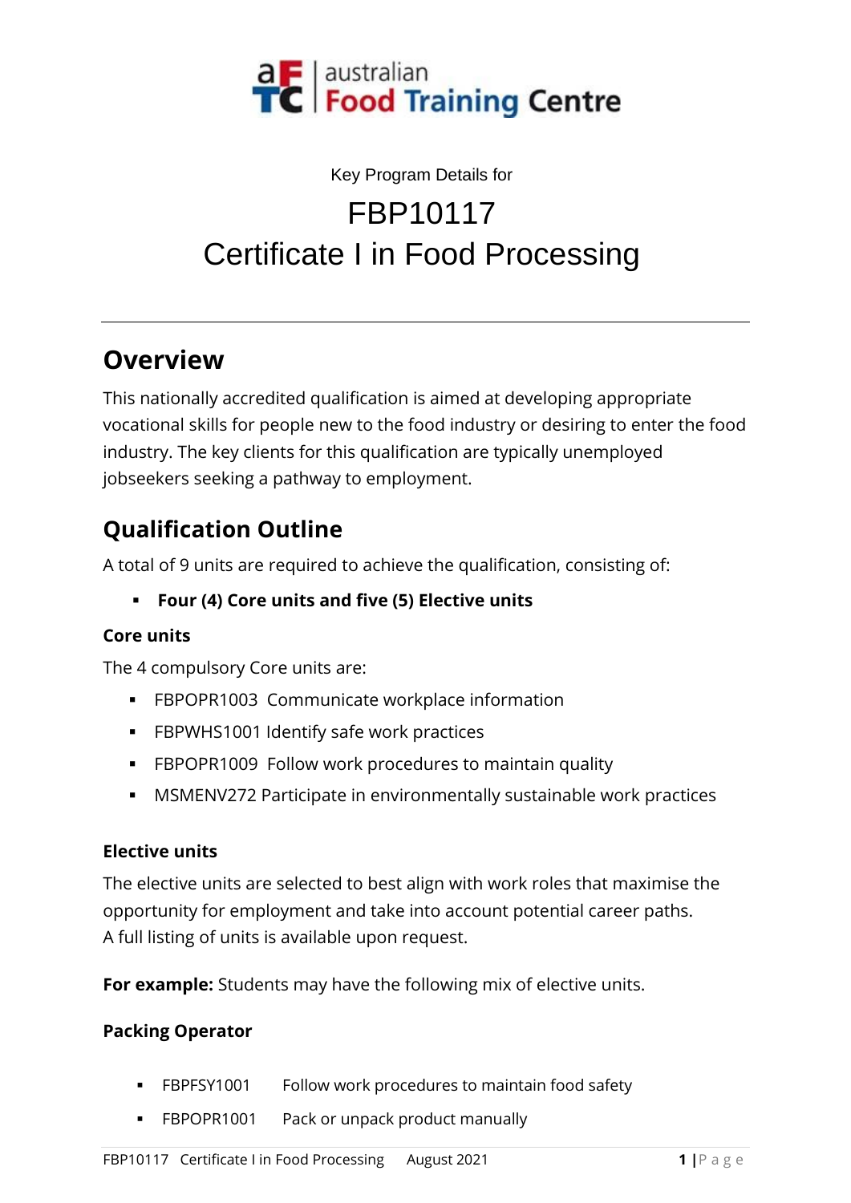australian Food Training Centre

Key Program Details for

# FBP10117
# Certificate I in Food Processing

---

## Overview

This nationally accredited qualification is aimed at developing appropriate vocational skills for people new to the food industry or desiring to enter the food industry. The key clients for this qualification are typically unemployed jobseekers seeking a pathway to employment.

## Qualification Outline

A total of 9 units are required to achieve the qualification, consisting of:

- **Four (4) Core units and five (5) Elective units**

### Core units

The 4 compulsory Core units are:

- FBPOPR1003 Communicate workplace information
- FBPWHS1001 Identify safe work practices
- FBPOPR1009 Follow work procedures to maintain quality
- MSMENV272 Participate in environmentally sustainable work practices

### Elective units

The elective units are selected to best align with work roles that maximise the opportunity for employment and take into account potential career paths. A full listing of units is available upon request.

**For example:** Students may have the following mix of elective units.

#### Packing Operator

- FBPFSY1001 Follow work procedures to maintain food safety
- FBPOPR1001 Pack or unpack product manually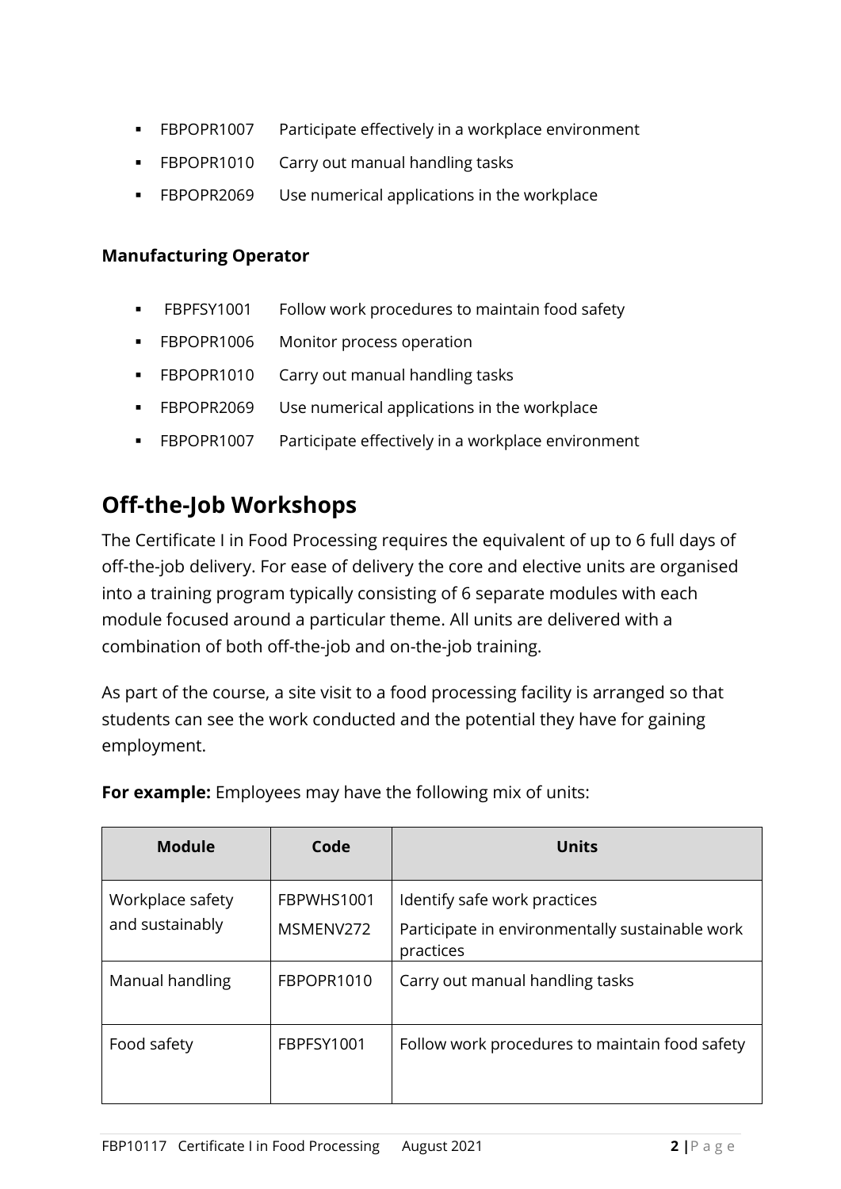- FBPOPR1007 Participate effectively in a workplace environment
- FBPOPR1010 Carry out manual handling tasks
- FBPOPR2069 Use numerical applications in the workplace

**Manufacturing Operator**

- FBPFSY1001 Follow work procedures to maintain food safety
- FBPOPR1006 Monitor process operation
- FBPOPR1010 Carry out manual handling tasks
- FBPOPR2069 Use numerical applications in the workplace
- FBPOPR1007 Participate effectively in a workplace environment

## Off-the-Job Workshops

The Certificate I in Food Processing requires the equivalent of up to 6 full days of off-the-job delivery. For ease of delivery the core and elective units are organised into a training program typically consisting of 6 separate modules with each module focused around a particular theme. All units are delivered with a combination of both off-the-job and on-the-job training.

As part of the course, a site visit to a food processing facility is arranged so that students can see the work conducted and the potential they have for gaining employment.

**For example:** Employees may have the following mix of units:

| Module | Code | Units |
|---|---|---|
| Workplace safety and sustainably | FBPWHS1001<br>MSMENV272 | Identify safe work practices<br>Participate in environmentally sustainable work practices |
| Manual handling | FBPOPR1010 | Carry out manual handling tasks |
| Food safety | FBPFSY1001 | Follow work procedures to maintain food safety |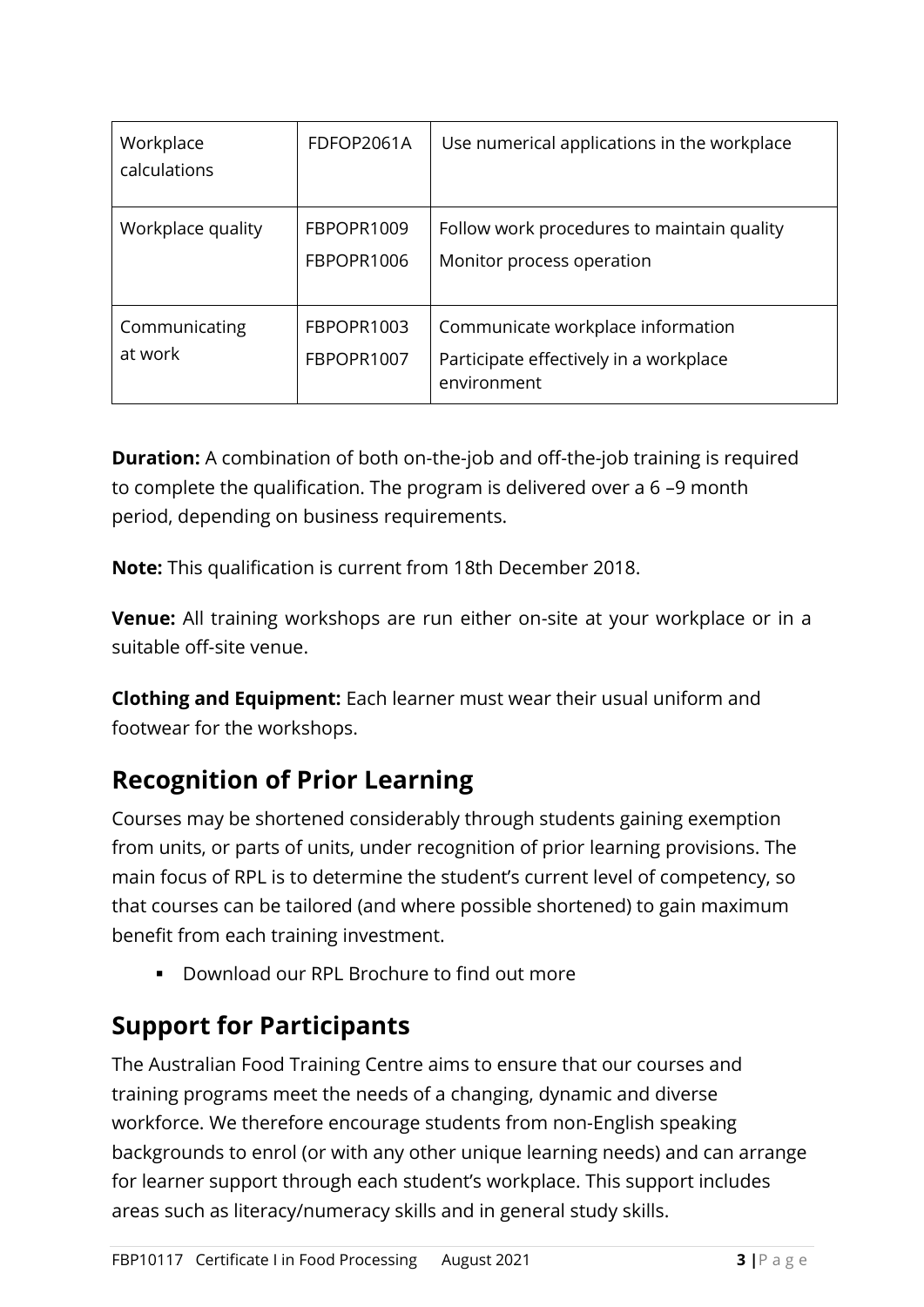| | | |
|---|---|---|
| Workplace calculations | FDFOP2061A | Use numerical applications in the workplace |
| Workplace quality | FBPOPR1009<br>FBPOPR1006 | Follow work procedures to maintain quality<br>Monitor process operation |
| Communicating at work | FBPOPR1003<br>FBPOPR1007 | Communicate workplace information<br>Participate effectively in a workplace environment |

**Duration:** A combination of both on-the-job and off-the-job training is required to complete the qualification. The program is delivered over a 6 –9 month period, depending on business requirements.

**Note:** This qualification is current from 18th December 2018.

**Venue:** All training workshops are run either on-site at your workplace or in a suitable off-site venue.

**Clothing and Equipment:** Each learner must wear their usual uniform and footwear for the workshops.

## Recognition of Prior Learning

Courses may be shortened considerably through students gaining exemption from units, or parts of units, under recognition of prior learning provisions. The main focus of RPL is to determine the student's current level of competency, so that courses can be tailored (and where possible shortened) to gain maximum benefit from each training investment.

- Download our RPL Brochure to find out more

## Support for Participants

The Australian Food Training Centre aims to ensure that our courses and training programs meet the needs of a changing, dynamic and diverse workforce. We therefore encourage students from non-English speaking backgrounds to enrol (or with any other unique learning needs) and can arrange for learner support through each student's workplace. This support includes areas such as literacy/numeracy skills and in general study skills.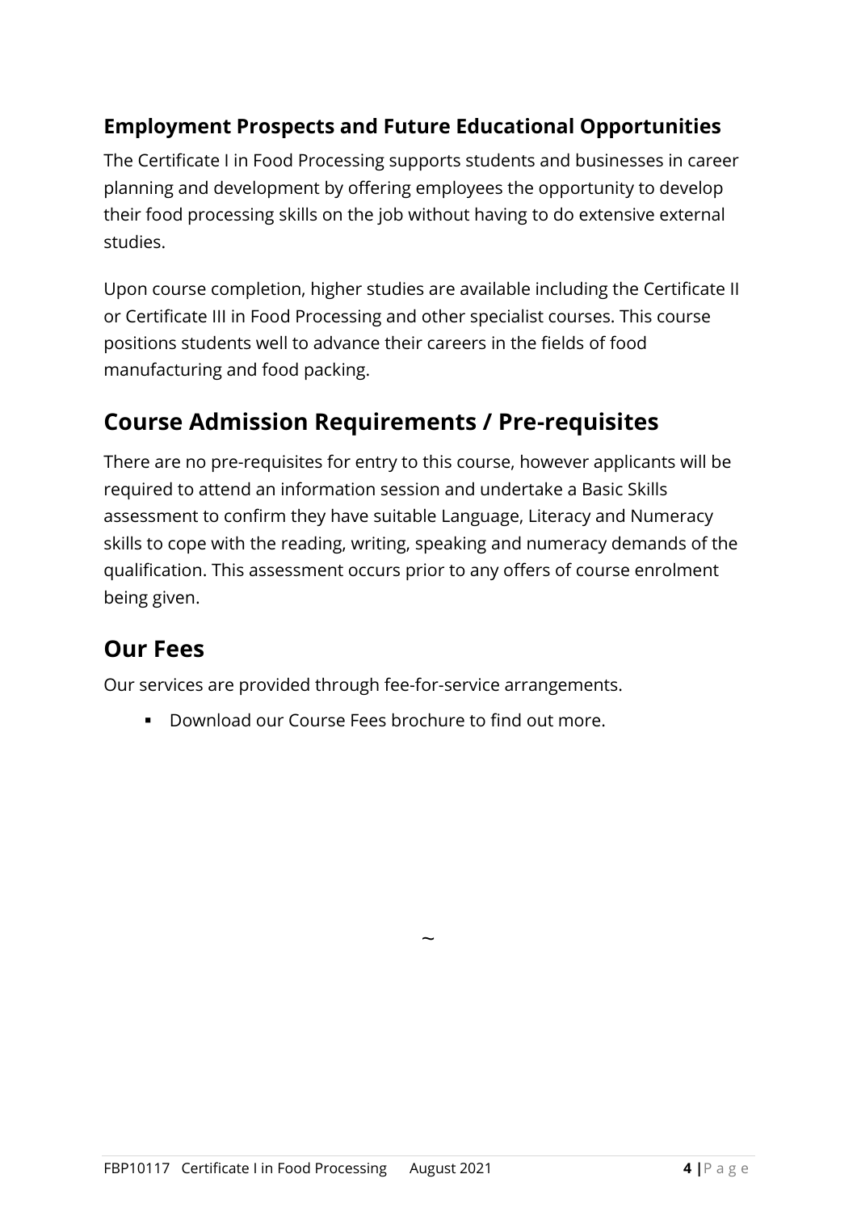### Employment Prospects and Future Educational Opportunities

The Certificate I in Food Processing supports students and businesses in career planning and development by offering employees the opportunity to develop their food processing skills on the job without having to do extensive external studies.

Upon course completion, higher studies are available including the Certificate II or Certificate III in Food Processing and other specialist courses. This course positions students well to advance their careers in the fields of food manufacturing and food packing.

## Course Admission Requirements / Pre-requisites

There are no pre-requisites for entry to this course, however applicants will be required to attend an information session and undertake a Basic Skills assessment to confirm they have suitable Language, Literacy and Numeracy skills to cope with the reading, writing, speaking and numeracy demands of the qualification. This assessment occurs prior to any offers of course enrolment being given.

## Our Fees

Our services are provided through fee-for-service arrangements.

- Download our Course Fees brochure to find out more.

~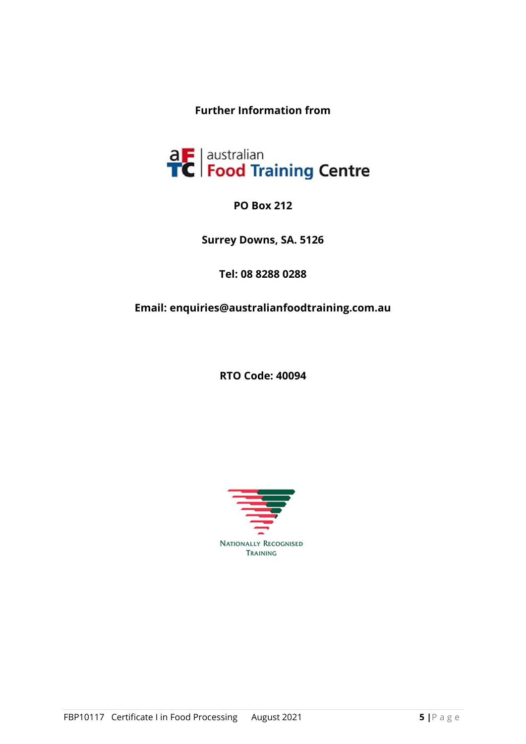**Further Information from**

australian Food Training Centre

**PO Box 212**

**Surrey Downs, SA. 5126**

**Tel: 08 8288 0288**

**Email: enquiries@australianfoodtraining.com.au**

**RTO Code: 40094**

Nationally Recognised Training